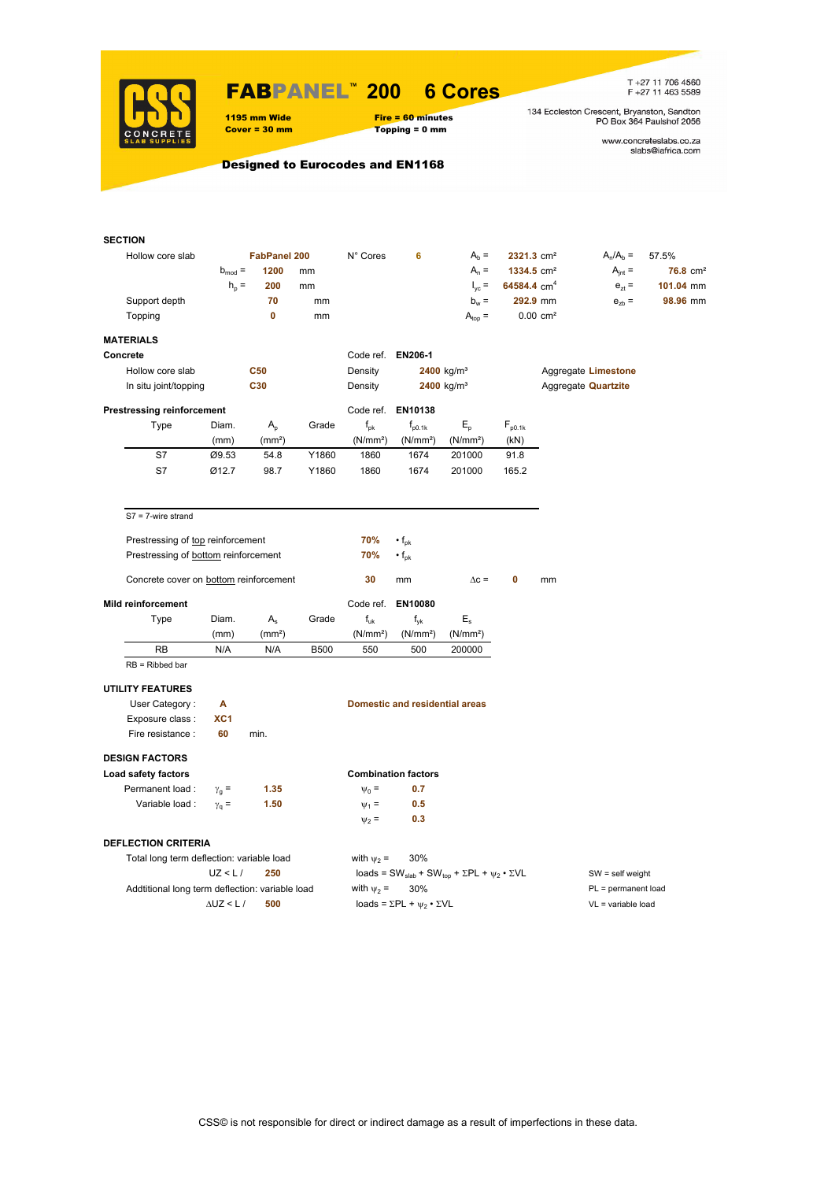# FABPANEL™ 200 6 Cores

**1195 mm Wide**
**Cover = 30 mm**

**Fire = 60 minutes**
**Topping = 0 mm**

T +27 11 706 4560
F +27 11 463 5589

134 Eccleston Crescent, Bryanston, Sandton
PO Box 364 Paulshof 2056

www.concreteslabs.co.za
slabs@iafrica.com

**Designed to Eurocodes and EN1168**

## SECTION

| | | | | | | | |
|---|---|---|---|---|---|---|---|
| Hollow core slab | **FabPanel 200** | N° Cores | **6** | $A_b$ = | **2321.3** cm² | $A_n/A_b$ = | 57.5% |
| | $b_{mod}$ = **1200** mm | | | $A_n$ = | **1334.5** cm² | $A_{jnt}$ = | **76.8** cm² |
| | $h_p$ = **200** mm | | | $I_{yc}$ = | **64584.4** cm⁴ | $e_{zt}$ = | **101.04** mm |
| Support depth | **70** mm | | | $b_w$ = | **292.9** mm | $e_{zb}$ = | **98.96** mm |
| Topping | **0** mm | | | $A_{top}$ = | 0.00 cm² | | |

## MATERIALS

**Concrete** — Code ref. **EN206-1**

| | | | | |
|---|---|---|---|---|
| Hollow core slab | **C50** | Density | **2400** kg/m³ | Aggregate **Limestone** |
| In situ joint/topping | **C30** | Density | **2400** kg/m³ | Aggregate **Quartzite** |

**Prestressing reinforcement** — Code ref. **EN10138**

| Type | Diam. (mm) | $A_p$ (mm²) | Grade | $f_{pk}$ (N/mm²) | $f_{p0.1k}$ (N/mm²) | $E_p$ (N/mm²) | $F_{p0.1k}$ (kN) |
|---|---|---|---|---|---|---|---|
| S7 | Ø9.53 | 54.8 | Y1860 | 1860 | 1674 | 201000 | 91.8 |
| S7 | Ø12.7 | 98.7 | Y1860 | 1860 | 1674 | 201000 | 165.2 |

S7 = 7-wire strand

Prestressing of top reinforcement **70%** • $f_{pk}$
Prestressing of bottom reinforcement **70%** • $f_{pk}$

Concrete cover on bottom reinforcement **30** mm $\Delta c$ = **0** mm

**Mild reinforcement** — Code ref. **EN10080**

| Type | Diam. (mm) | $A_s$ (mm²) | Grade | $f_{uk}$ (N/mm²) | $f_{yk}$ (N/mm²) | $E_s$ (N/mm²) |
|---|---|---|---|---|---|---|
| RB | N/A | N/A | B500 | 550 | 500 | 200000 |

RB = Ribbed bar

## UTILITY FEATURES

User Category : **A** — **Domestic and residential areas**
Exposure class : **XC1**
Fire resistance : **60** min.

## DESIGN FACTORS

**Load safety factors**

Permanent load : $\gamma_g$ = **1.35**
Variable load : $\gamma_q$ = **1.50**

**Combination factors**

$\psi_0$ = **0.7**
$\psi_1$ = **0.5**
$\psi_2$ = **0.3**

## DEFLECTION CRITERIA

Total long term deflection: variable load — with $\psi_2$ = 30%
UZ < L / **250** — loads = $SW_{slab} + SW_{top} + \Sigma PL + \psi_2 \cdot \Sigma VL$

Addtitional long term deflection: variable load — with $\psi_2$ = 30%
$\Delta$UZ < L / **500** — loads = $\Sigma PL + \psi_2 \cdot \Sigma VL$

SW = self weight
PL = permanent load
VL = variable load

CSS© is not responsible for direct or indirect damage as a result of imperfections in these data.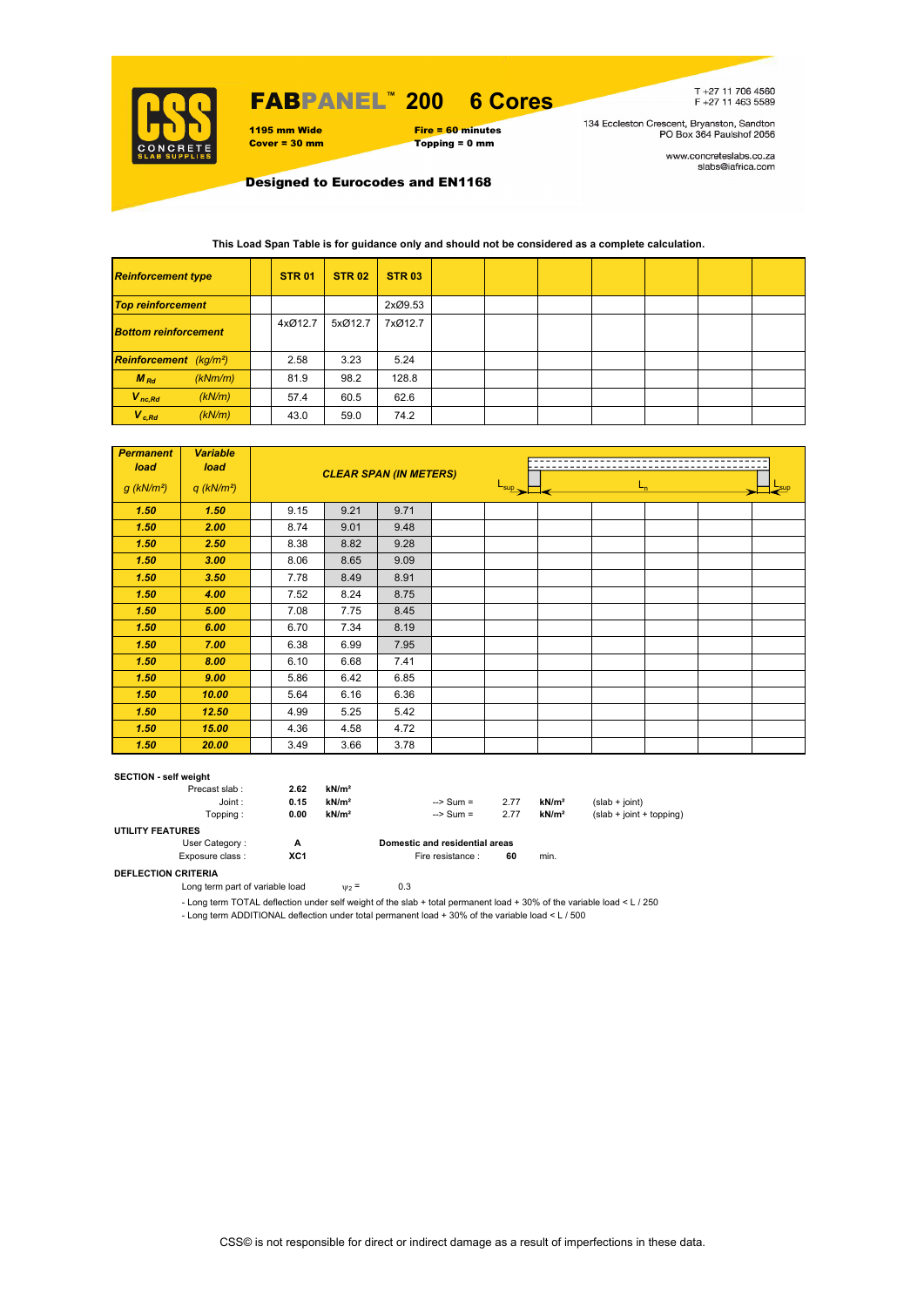# FABPANEL™ 200 6 Cores

**1195 mm Wide**
**Cover = 30 mm**

**Fire = 60 minutes**
**Topping = 0 mm**

T +27 11 706 4560
F +27 11 463 5589

134 Eccleston Crescent, Bryanston, Sandton
PO Box 364 Paulshof 2056

www.concreteslabs.co.za
slabs@iafrica.com

**Designed to Eurocodes and EN1168**

**This Load Span Table is for guidance only and should not be considered as a complete calculation.**

| *Reinforcement type* | | **STR 01** | **STR 02** | **STR 03** | | | | | | | |
|---|---|---|---|---|---|---|---|---|---|---|---|
| *Top reinforcement* | | | | 2xØ9.53 | | | | | | | |
| *Bottom reinforcement* | | 4xØ12.7 | 5xØ12.7 | 7xØ12.7 | | | | | | | |
| *Reinforcement (kg/m²)* | | 2.58 | 3.23 | 5.24 | | | | | | | |
| $M_{Rd}$ (kNm/m) | | 81.9 | 98.2 | 128.8 | | | | | | | |
| $V_{nc,Rd}$ (kN/m) | | 57.4 | 60.5 | 62.6 | | | | | | | |
| $V_{c,Rd}$ (kN/m) | | 43.0 | 59.0 | 74.2 | | | | | | | |

| Permanent load g (kN/m²) | Variable load q (kN/m²) | | CLEAR SPAN (IN METERS) | | | | | | | | |
|---|---|---|---|---|---|---|---|---|---|---|---|
| **1.50** | **1.50** | | 9.15 | 9.21 | 9.71 | | | | | | |
| **1.50** | **2.00** | | 8.74 | 9.01 | 9.48 | | | | | | |
| **1.50** | **2.50** | | 8.38 | 8.82 | 9.28 | | | | | | |
| **1.50** | **3.00** | | 8.06 | 8.65 | 9.09 | | | | | | |
| **1.50** | **3.50** | | 7.78 | 8.49 | 8.91 | | | | | | |
| **1.50** | **4.00** | | 7.52 | 8.24 | 8.75 | | | | | | |
| **1.50** | **5.00** | | 7.08 | 7.75 | 8.45 | | | | | | |
| **1.50** | **6.00** | | 6.70 | 7.34 | 8.19 | | | | | | |
| **1.50** | **7.00** | | 6.38 | 6.99 | 7.95 | | | | | | |
| **1.50** | **8.00** | | 6.10 | 6.68 | 7.41 | | | | | | |
| **1.50** | **9.00** | | 5.86 | 6.42 | 6.85 | | | | | | |
| **1.50** | **10.00** | | 5.64 | 6.16 | 6.36 | | | | | | |
| **1.50** | **12.50** | | 4.99 | 5.25 | 5.42 | | | | | | |
| **1.50** | **15.00** | | 4.36 | 4.58 | 4.72 | | | | | | |
| **1.50** | **20.00** | | 3.49 | 3.66 | 3.78 | | | | | | |

($L_{sup}$ — $L_n$ — $L_{sup}$)

**SECTION - self weight**

| | | | | | | |
|---|---|---|---|---|---|---|
| Precast slab : | **2.62** | **kN/m²** | | | | |
| Joint : | **0.15** | **kN/m²** | --> Sum = | 2.77 | **kN/m²** | (slab + joint) |
| Topping : | **0.00** | **kN/m²** | --> Sum = | 2.77 | **kN/m²** | (slab + joint + topping) |

**UTILITY FEATURES**

User Category : **A** — **Domestic and residential areas**

Exposure class : **XC1** — Fire resistance : **60** min.

**DEFLECTION CRITERIA**

Long term part of variable load $\psi_2 =$ 0.3

- Long term TOTAL deflection under self weight of the slab + total permanent load + 30% of the variable load < L / 250
- Long term ADDITIONAL deflection under total permanent load + 30% of the variable load < L / 500

CSS© is not responsible for direct or indirect damage as a result of imperfections in these data.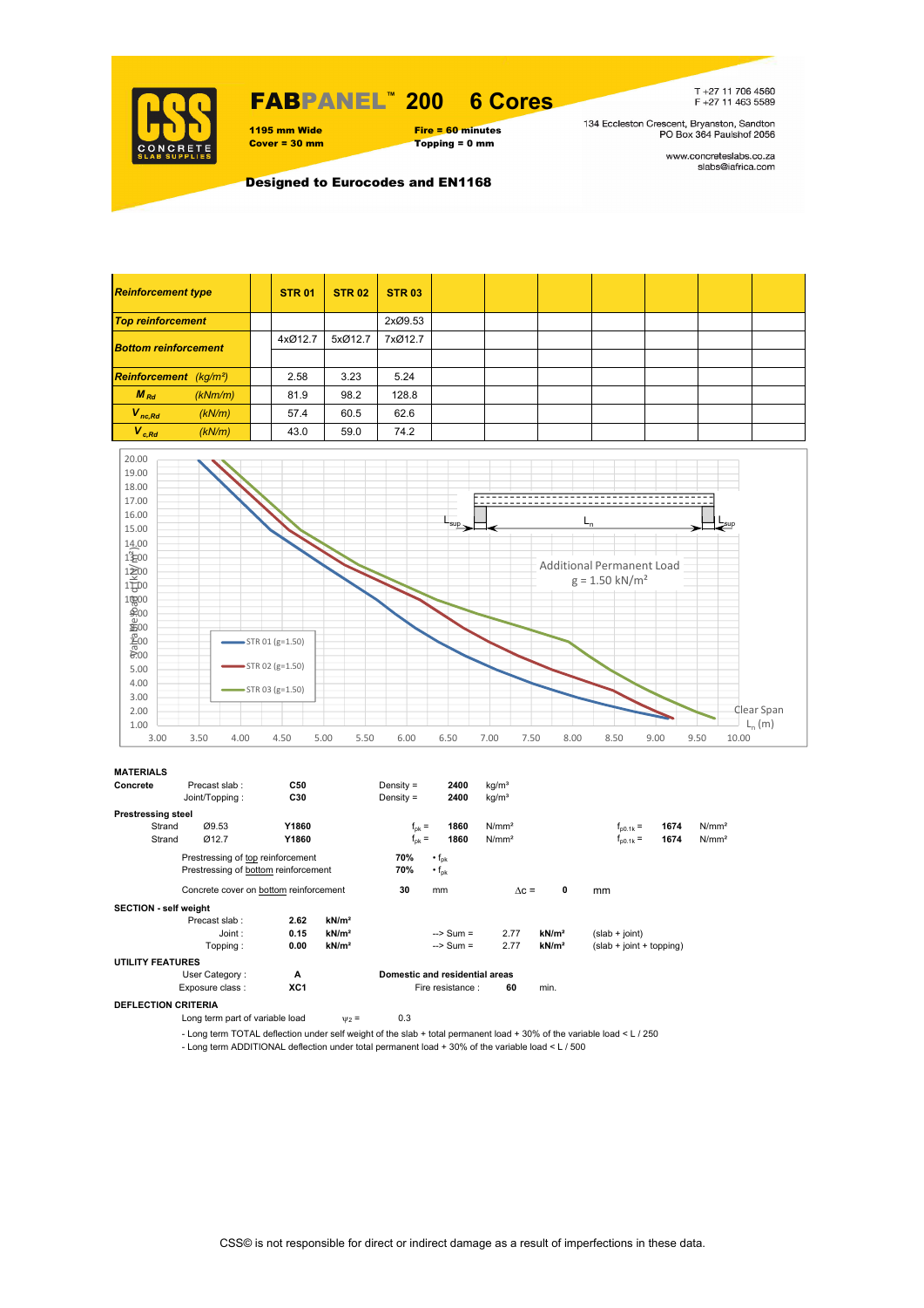# FABPANEL™ 200 6 Cores

**1195 mm Wide**
**Cover = 30 mm**

**Fire = 60 minutes**
**Topping = 0 mm**

T +27 11 706 4560
F +27 11 463 5589

134 Eccleston Crescent, Bryanston, Sandton
PO Box 364 Paulshof 2056

www.concreteslabs.co.za
slabs@iafrica.com

**Designed to Eurocodes and EN1168**

| *Reinforcement type* | | STR 01 | STR 02 | STR 03 | | | | | | | |
|---|---|---|---|---|---|---|---|---|---|---|---|
| *Top reinforcement* | | | | 2xØ9.53 | | | | | | | |
| *Bottom reinforcement* | | 4xØ12.7 | 5xØ12.7 | 7xØ12.7 | | | | | | | |
| | | | | | | | | | | | |
| *Reinforcement (kg/m²)* | | 2.58 | 3.23 | 5.24 | | | | | | | |
| $M_{Rd}$ *(kNm/m)* | | 81.9 | 98.2 | 128.8 | | | | | | | |
| $V_{nc,Rd}$ *(kN/m)* | | 57.4 | 60.5 | 62.6 | | | | | | | |
| $V_{c,Rd}$ *(kN/m)* | | 43.0 | 59.0 | 74.2 | | | | | | | |

20.00
19.00
18.00
17.00
16.00
15.00
14.00
13.00
12.00
11.00
10.00
9.00
8.00
7.00
6.00
5.00
4.00
3.00
2.00
1.00

Variable load (kN/m²)

3.00 3.50 4.00 4.50 5.00 5.50 6.00 6.50 7.00 7.50 8.00 8.50 9.00 9.50 10.00

$L_{sup}$ $L_n$ $L_{sup}$

Additional Permanent Load
g = 1.50 kN/m²

STR 01 (g=1.50)
STR 02 (g=1.50)
STR 03 (g=1.50)

Clear Span
$L_n$ (m)

**MATERIALS**

**Concrete**

| | | | | | |
|---|---|---|---|---|---|
| Precast slab : | C50 | Density = | 2400 | kg/m³ |
| Joint/Topping : | C30 | Density = | 2400 | kg/m³ |

**Prestressing steel**

| | | | | | | | |
|---|---|---|---|---|---|---|---|
| Strand Ø9.53 | Y1860 | $f_{pk}$ = | 1860 | N/mm² | $f_{p0.1k}$ = | 1674 | N/mm² |
| Strand Ø12.7 | Y1860 | $f_{pk}$ = | 1860 | N/mm² | $f_{p0.1k}$ = | 1674 | N/mm² |

Prestressing of top reinforcement 70% • $f_{pk}$
Prestressing of bottom reinforcement 70% • $f_{pk}$

Concrete cover on bottom reinforcement 30 mm $\Delta c$ = 0 mm

**SECTION - self weight**

| | | | | | | |
|---|---|---|---|---|---|---|
| Precast slab : | 2.62 | kN/m² | | | | |
| Joint : | 0.15 | kN/m² | --> Sum = | 2.77 | kN/m² | (slab + joint) |
| Topping : | 0.00 | kN/m² | --> Sum = | 2.77 | kN/m² | (slab + joint + topping) |

**UTILITY FEATURES**

User Category : A — Domestic and residential areas
Exposure class : XC1 — Fire resistance : 60 min.

**DEFLECTION CRITERIA**

Long term part of variable load $\psi_2$ = 0.3

- Long term TOTAL deflection under self weight of the slab + total permanent load + 30% of the variable load < L / 250
- Long term ADDITIONAL deflection under total permanent load + 30% of the variable load < L / 500

CSS© is not responsible for direct or indirect damage as a result of imperfections in these data.